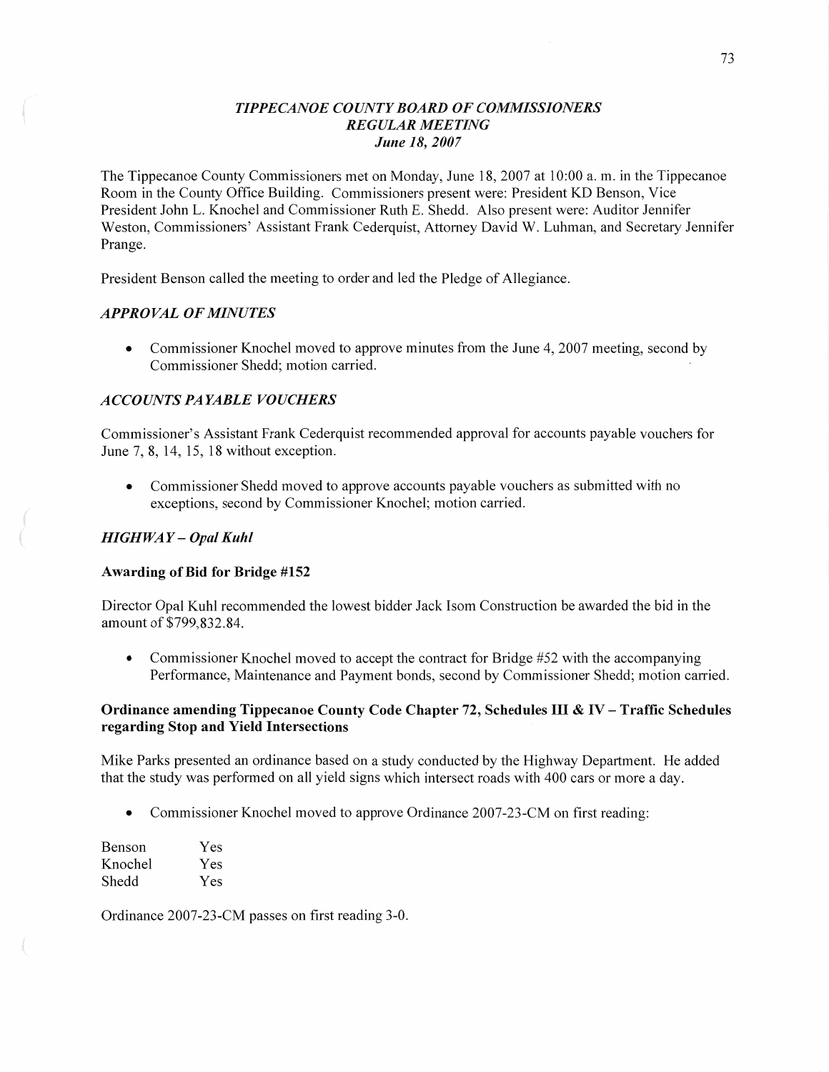# *TIPPECANOE COUNTY BOARD OF COMMISSIONERS*
## *REGULAR MEETING*
### *June 18, 2007*

The Tippecanoe County Commissioners met on Monday, June 18, 2007 at 10:00 a. m. in the Tippecanoe Room in the County Office Building. Commissioners present were: President KD Benson, Vice President John L. Knochel and Commissioner Ruth E. Shedd. Also present were: Auditor Jennifer Weston, Commissioners' Assistant Frank Cederquist, Attorney David W. Luhman, and Secretary Jennifer Prange.

President Benson called the meeting to order and led the Pledge of Allegiance.

### *APPROVAL OF MINUTES*

- Commissioner Knochel moved to approve minutes from the June 4, 2007 meeting, second by Commissioner Shedd; motion carried.

### *ACCOUNTS PAYABLE VOUCHERS*

Commissioner's Assistant Frank Cederquist recommended approval for accounts payable vouchers for June 7, 8, 14, 15, 18 without exception.

- Commissioner Shedd moved to approve accounts payable vouchers as submitted with no exceptions, second by Commissioner Knochel; motion carried.

### *HIGHWAY – Opal Kuhl*

**Awarding of Bid for Bridge #152**

Director Opal Kuhl recommended the lowest bidder Jack Isom Construction be awarded the bid in the amount of $799,832.84.

- Commissioner Knochel moved to accept the contract for Bridge #52 with the accompanying Performance, Maintenance and Payment bonds, second by Commissioner Shedd; motion carried.

**Ordinance amending Tippecanoe County Code Chapter 72, Schedules III & IV – Traffic Schedules regarding Stop and Yield Intersections**

Mike Parks presented an ordinance based on a study conducted by the Highway Department. He added that the study was performed on all yield signs which intersect roads with 400 cars or more a day.

- Commissioner Knochel moved to approve Ordinance 2007-23-CM on first reading:

| | |
|---|---|
| Benson | Yes |
| Knochel | Yes |
| Shedd | Yes |

Ordinance 2007-23-CM passes on first reading 3-0.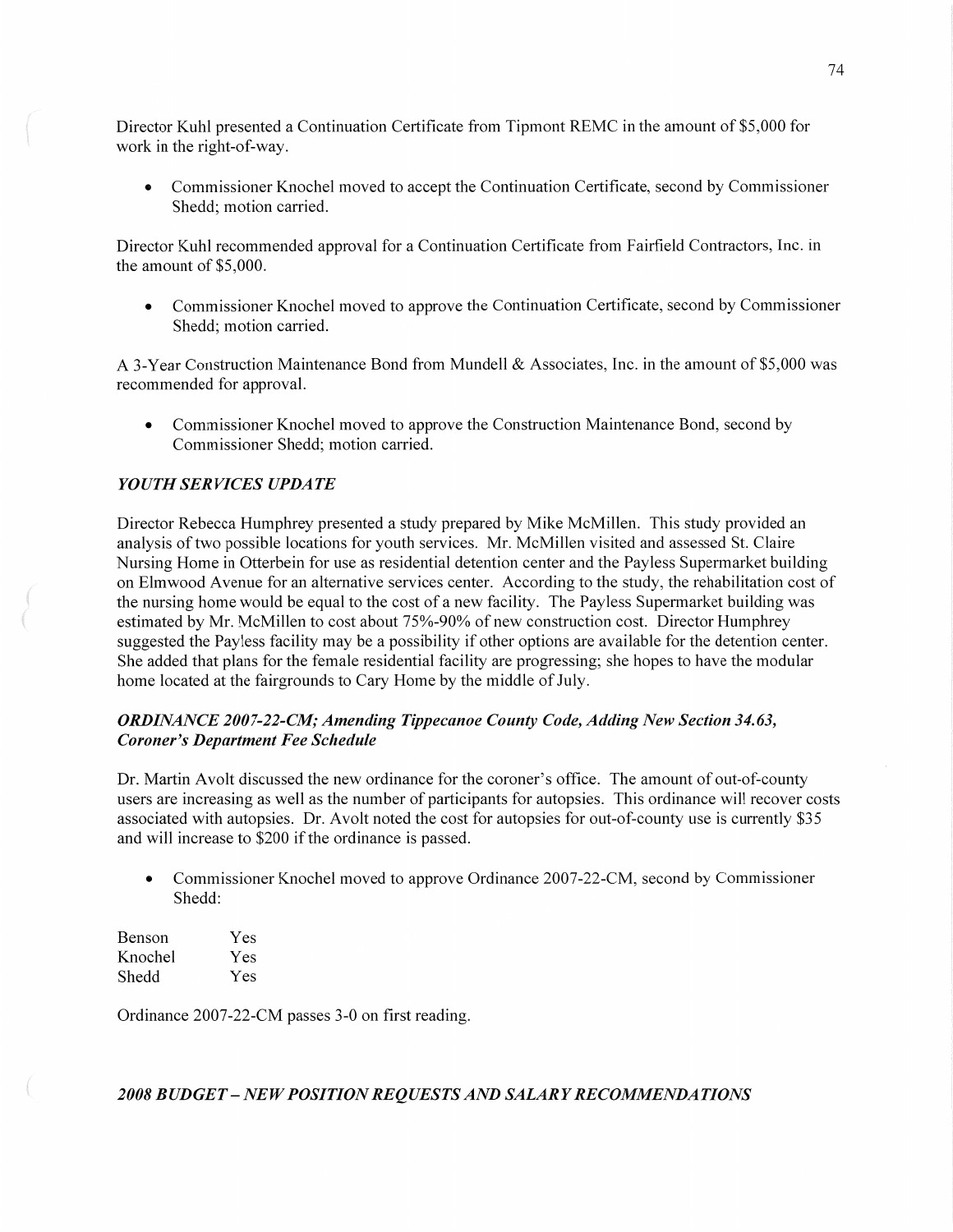Director Kuhl presented a Continuation Certificate from Tipmont REMC in the amount of $5,000 for work in the right-of-way.

- Commissioner Knochel moved to accept the Continuation Certificate, second by Commissioner Shedd; motion carried.

Director Kuhl recommended approval for a Continuation Certificate from Fairfield Contractors, Inc. in the amount of $5,000.

- Commissioner Knochel moved to approve the Continuation Certificate, second by Commissioner Shedd; motion carried.

A 3-Year Construction Maintenance Bond from Mundell & Associates, Inc. in the amount of $5,000 was recommended for approval.

- Commissioner Knochel moved to approve the Construction Maintenance Bond, second by Commissioner Shedd; motion carried.

### *YOUTH SERVICES UPDATE*

Director Rebecca Humphrey presented a study prepared by Mike McMillen. This study provided an analysis of two possible locations for youth services. Mr. McMillen visited and assessed St. Claire Nursing Home in Otterbein for use as residential detention center and the Payless Supermarket building on Elmwood Avenue for an alternative services center. According to the study, the rehabilitation cost of the nursing home would be equal to the cost of a new facility. The Payless Supermarket building was estimated by Mr. McMillen to cost about 75%-90% of new construction cost. Director Humphrey suggested the Payless facility may be a possibility if other options are available for the detention center. She added that plans for the female residential facility are progressing; she hopes to have the modular home located at the fairgrounds to Cary Home by the middle of July.

### *ORDINANCE 2007-22-CM; Amending Tippecanoe County Code, Adding New Section 34.63, Coroner's Department Fee Schedule*

Dr. Martin Avolt discussed the new ordinance for the coroner's office. The amount of out-of-county users are increasing as well as the number of participants for autopsies. This ordinance will recover costs associated with autopsies. Dr. Avolt noted the cost for autopsies for out-of-county use is currently $35 and will increase to $200 if the ordinance is passed.

- Commissioner Knochel moved to approve Ordinance 2007-22-CM, second by Commissioner Shedd:

| | |
|---|---|
| Benson | Yes |
| Knochel | Yes |
| Shedd | Yes |

Ordinance 2007-22-CM passes 3-0 on first reading.

### *2008 BUDGET – NEW POSITION REQUESTS AND SALARY RECOMMENDATIONS*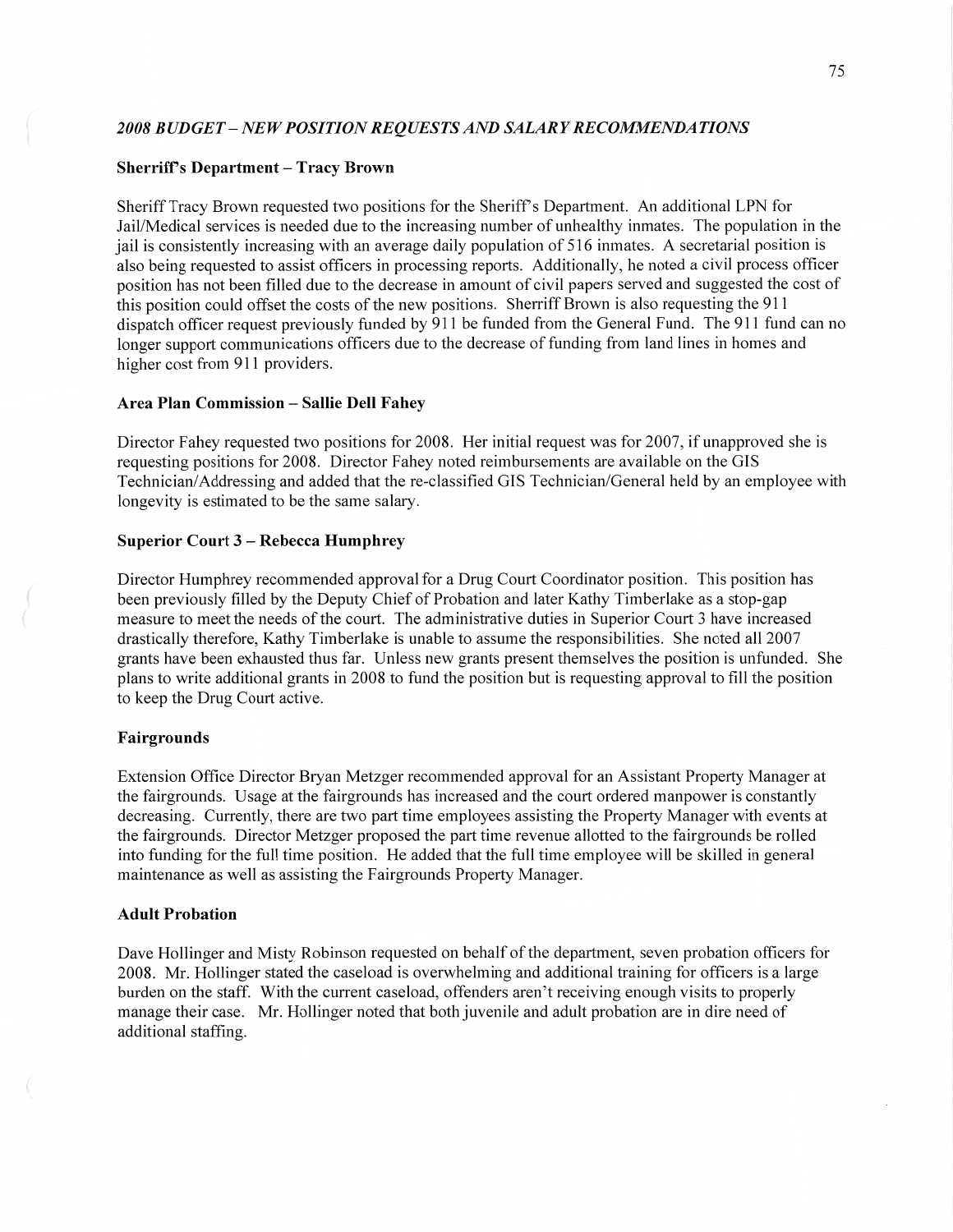## *2008 BUDGET – NEW POSITION REQUESTS AND SALARY RECOMMENDATIONS*

### Sherriff's Department – Tracy Brown

Sheriff Tracy Brown requested two positions for the Sheriff's Department. An additional LPN for Jail/Medical services is needed due to the increasing number of unhealthy inmates. The population in the jail is consistently increasing with an average daily population of 516 inmates. A secretarial position is also being requested to assist officers in processing reports. Additionally, he noted a civil process officer position has not been filled due to the decrease in amount of civil papers served and suggested the cost of this position could offset the costs of the new positions. Sherriff Brown is also requesting the 911 dispatch officer request previously funded by 911 be funded from the General Fund. The 911 fund can no longer support communications officers due to the decrease of funding from land lines in homes and higher cost from 911 providers.

### Area Plan Commission – Sallie Dell Fahey

Director Fahey requested two positions for 2008. Her initial request was for 2007, if unapproved she is requesting positions for 2008. Director Fahey noted reimbursements are available on the GIS Technician/Addressing and added that the re-classified GIS Technician/General held by an employee with longevity is estimated to be the same salary.

### Superior Court 3 – Rebecca Humphrey

Director Humphrey recommended approval for a Drug Court Coordinator position. This position has been previously filled by the Deputy Chief of Probation and later Kathy Timberlake as a stop-gap measure to meet the needs of the court. The administrative duties in Superior Court 3 have increased drastically therefore, Kathy Timberlake is unable to assume the responsibilities. She noted all 2007 grants have been exhausted thus far. Unless new grants present themselves the position is unfunded. She plans to write additional grants in 2008 to fund the position but is requesting approval to fill the position to keep the Drug Court active.

### Fairgrounds

Extension Office Director Bryan Metzger recommended approval for an Assistant Property Manager at the fairgrounds. Usage at the fairgrounds has increased and the court ordered manpower is constantly decreasing. Currently, there are two part time employees assisting the Property Manager with events at the fairgrounds. Director Metzger proposed the part time revenue allotted to the fairgrounds be rolled into funding for the full time position. He added that the full time employee will be skilled in general maintenance as well as assisting the Fairgrounds Property Manager.

### Adult Probation

Dave Hollinger and Misty Robinson requested on behalf of the department, seven probation officers for 2008. Mr. Hollinger stated the caseload is overwhelming and additional training for officers is a large burden on the staff. With the current caseload, offenders aren't receiving enough visits to properly manage their case. Mr. Hollinger noted that both juvenile and adult probation are in dire need of additional staffing.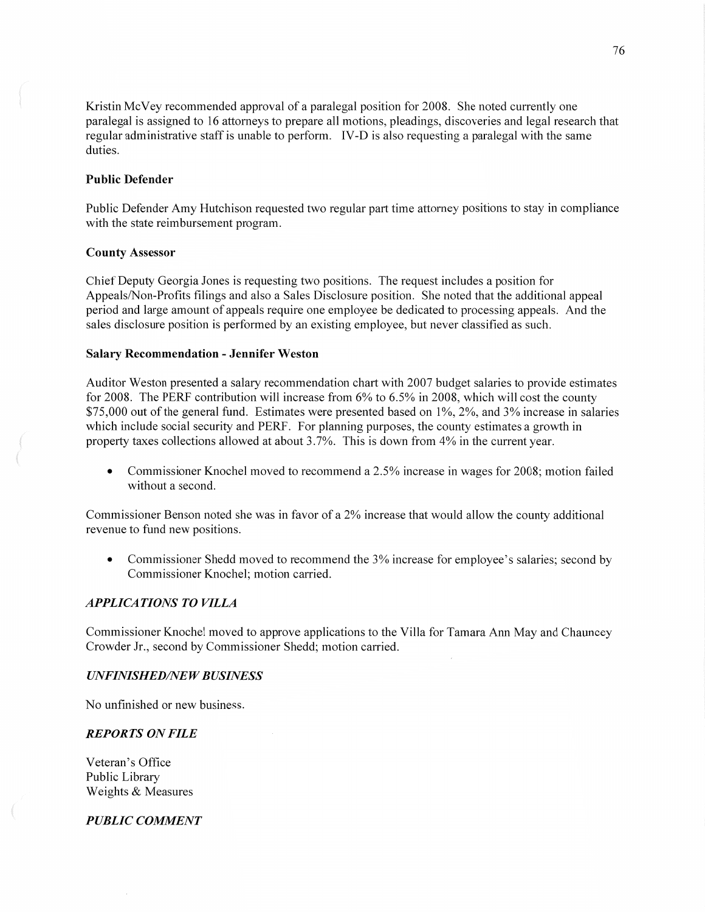Kristin McVey recommended approval of a paralegal position for 2008. She noted currently one paralegal is assigned to 16 attorneys to prepare all motions, pleadings, discoveries and legal research that regular administrative staff is unable to perform. IV-D is also requesting a paralegal with the same duties.

**Public Defender**

Public Defender Amy Hutchison requested two regular part time attorney positions to stay in compliance with the state reimbursement program.

**County Assessor**

Chief Deputy Georgia Jones is requesting two positions. The request includes a position for Appeals/Non-Profits filings and also a Sales Disclosure position. She noted that the additional appeal period and large amount of appeals require one employee be dedicated to processing appeals. And the sales disclosure position is performed by an existing employee, but never classified as such.

**Salary Recommendation - Jennifer Weston**

Auditor Weston presented a salary recommendation chart with 2007 budget salaries to provide estimates for 2008. The PERF contribution will increase from 6% to 6.5% in 2008, which will cost the county $75,000 out of the general fund. Estimates were presented based on 1%, 2%, and 3% increase in salaries which include social security and PERF. For planning purposes, the county estimates a growth in property taxes collections allowed at about 3.7%. This is down from 4% in the current year.

- Commissioner Knochel moved to recommend a 2.5% increase in wages for 2008; motion failed without a second.

Commissioner Benson noted she was in favor of a 2% increase that would allow the county additional revenue to fund new positions.

- Commissioner Shedd moved to recommend the 3% increase for employee's salaries; second by Commissioner Knochel; motion carried.

***APPLICATIONS TO VILLA***

Commissioner Knochel moved to approve applications to the Villa for Tamara Ann May and Chauncey Crowder Jr., second by Commissioner Shedd; motion carried.

***UNFINISHED/NEW BUSINESS***

No unfinished or new business.

***REPORTS ON FILE***

Veteran's Office
Public Library
Weights & Measures

***PUBLIC COMMENT***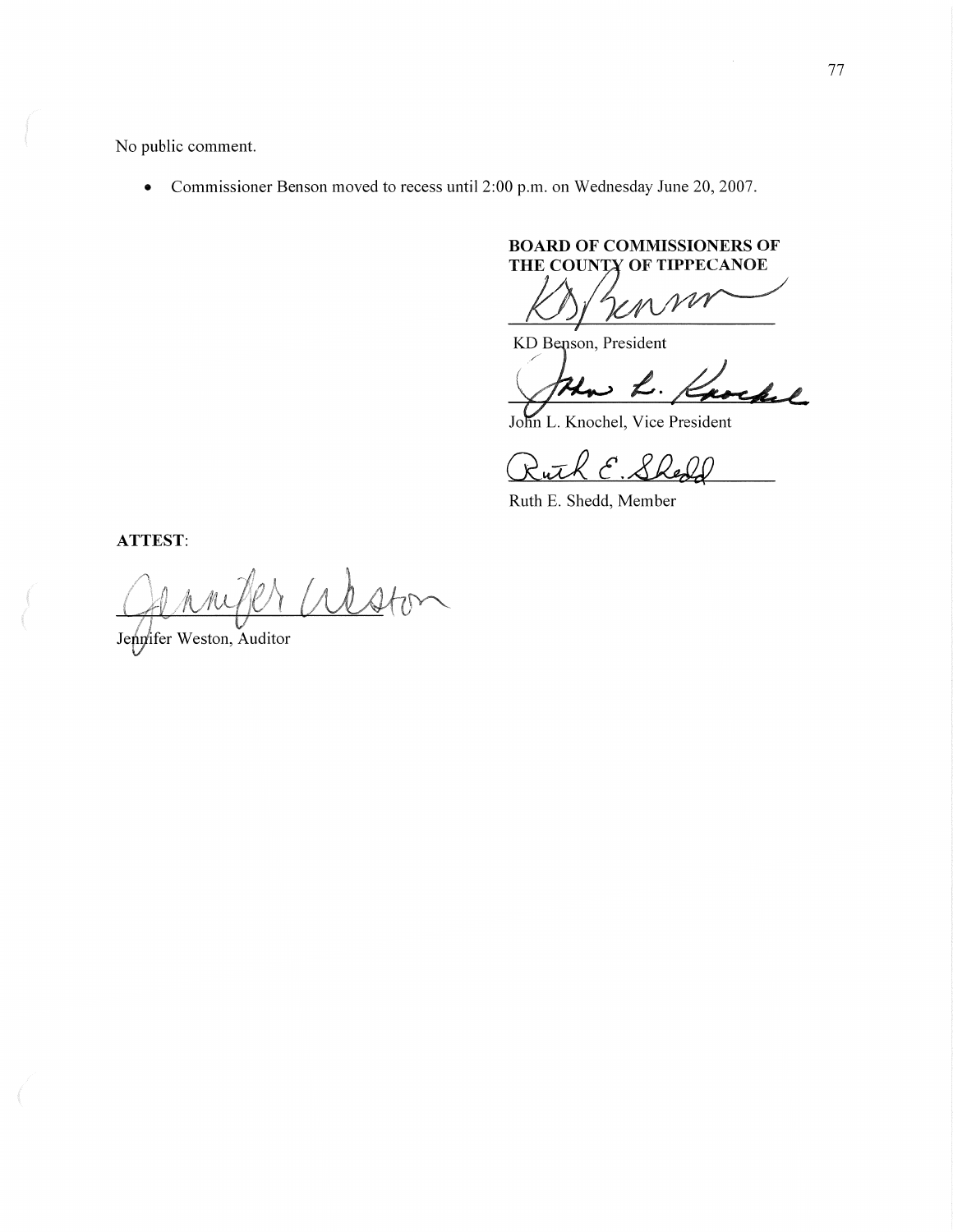No public comment.

- Commissioner Benson moved to recess until 2:00 p.m. on Wednesday June 20, 2007.

**BOARD OF COMMISSIONERS OF THE COUNTY OF TIPPECANOE**

KD Benson, President

John L. Knochel, Vice President

Ruth E. Shedd, Member

**ATTEST**:

Jennifer Weston, Auditor